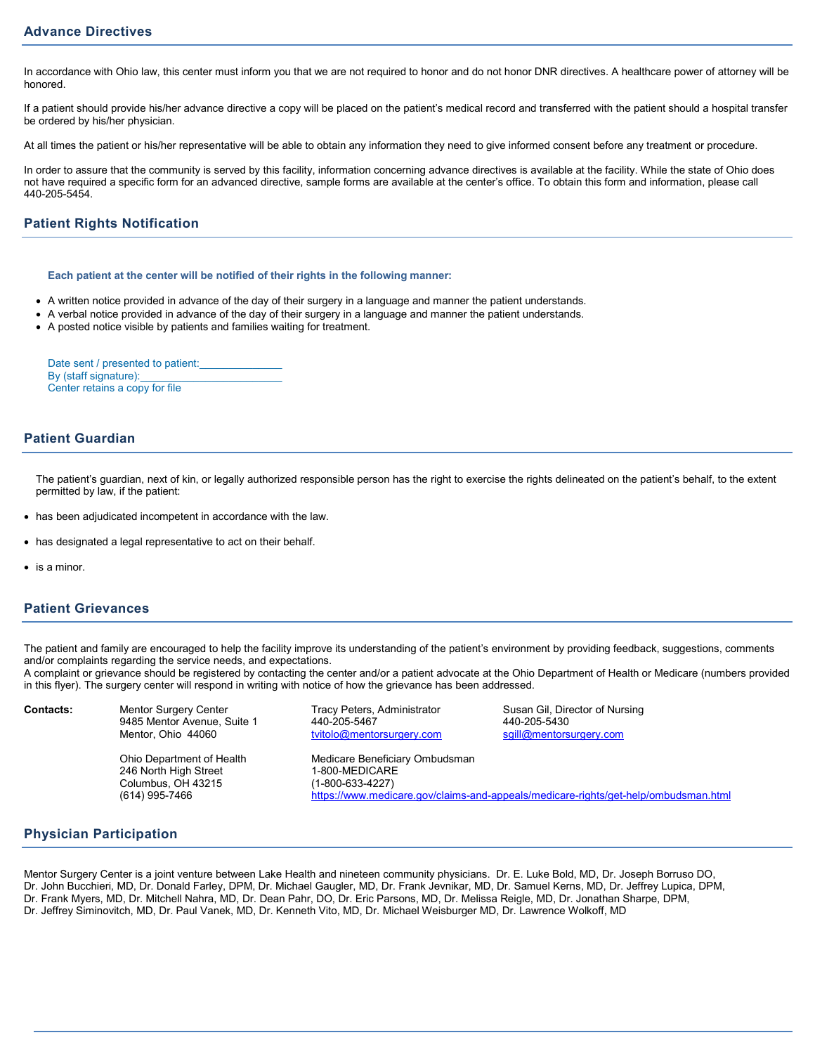## Advance Directives

In accordance with Ohio law, this center must inform you that we are not required to honor and do not honor DNR directives. A healthcare power of attorney will be honored.

If a patient should provide his/her advance directive a copy will be placed on the patient's medical record and transferred with the patient should a hospital transfer be ordered by his/her physician.

At all times the patient or his/her representative will be able to obtain any information they need to give informed consent before any treatment or procedure.

In order to assure that the community is served by this facility, information concerning advance directives is available at the facility. While the state of Ohio does not have required a specific form for an advanced directive, sample forms are available at the center's office. To obtain this form and information, please call 440-205-5454.

## Patient Rights Notification

**Each patient at the center will be notified of their rights in the following manner:**

- A written notice provided in advance of the day of their surgery in a language and manner the patient understands.
- A verbal notice provided in advance of the day of their surgery in a language and manner the patient understands.
- A posted notice visible by patients and families waiting for treatment.

Date sent / presented to patient:______________
By (staff signature):_________________________
Center retains a copy for file

## Patient Guardian

The patient's guardian, next of kin, or legally authorized responsible person has the right to exercise the rights delineated on the patient's behalf, to the extent permitted by law, if the patient:

- has been adjudicated incompetent in accordance with the law.
- has designated a legal representative to act on their behalf.
- is a minor.

## Patient Grievances

The patient and family are encouraged to help the facility improve its understanding of the patient's environment by providing feedback, suggestions, comments and/or complaints regarding the service needs, and expectations.
A complaint or grievance should be registered by contacting the center and/or a patient advocate at the Ohio Department of Health or Medicare (numbers provided in this flyer). The surgery center will respond in writing with notice of how the grievance has been addressed.

**Contacts:**

Mentor Surgery Center
9485 Mentor Avenue, Suite 1
Mentor, Ohio 44060

Tracy Peters, Administrator
440-205-5467
tvitolo@mentorsurgery.com

Susan Gil, Director of Nursing
440-205-5430
sgill@mentorsurgery.com

Ohio Department of Health
246 North High Street
Columbus, OH 43215
(614) 995-7466

Medicare Beneficiary Ombudsman
1-800-MEDICARE
(1-800-633-4227)
https://www.medicare.gov/claims-and-appeals/medicare-rights/get-help/ombudsman.html

## Physician Participation

Mentor Surgery Center is a joint venture between Lake Health and nineteen community physicians. Dr. E. Luke Bold, MD, Dr. Joseph Borruso DO, Dr. John Bucchieri, MD, Dr. Donald Farley, DPM, Dr. Michael Gaugler, MD, Dr. Frank Jevnikar, MD, Dr. Samuel Kerns, MD, Dr. Jeffrey Lupica, DPM, Dr. Frank Myers, MD, Dr. Mitchell Nahra, MD, Dr. Dean Pahr, DO, Dr. Eric Parsons, MD, Dr. Melissa Reigle, MD, Dr. Jonathan Sharpe, DPM, Dr. Jeffrey Siminovitch, MD, Dr. Paul Vanek, MD, Dr. Kenneth Vito, MD, Dr. Michael Weisburger MD, Dr. Lawrence Wolkoff, MD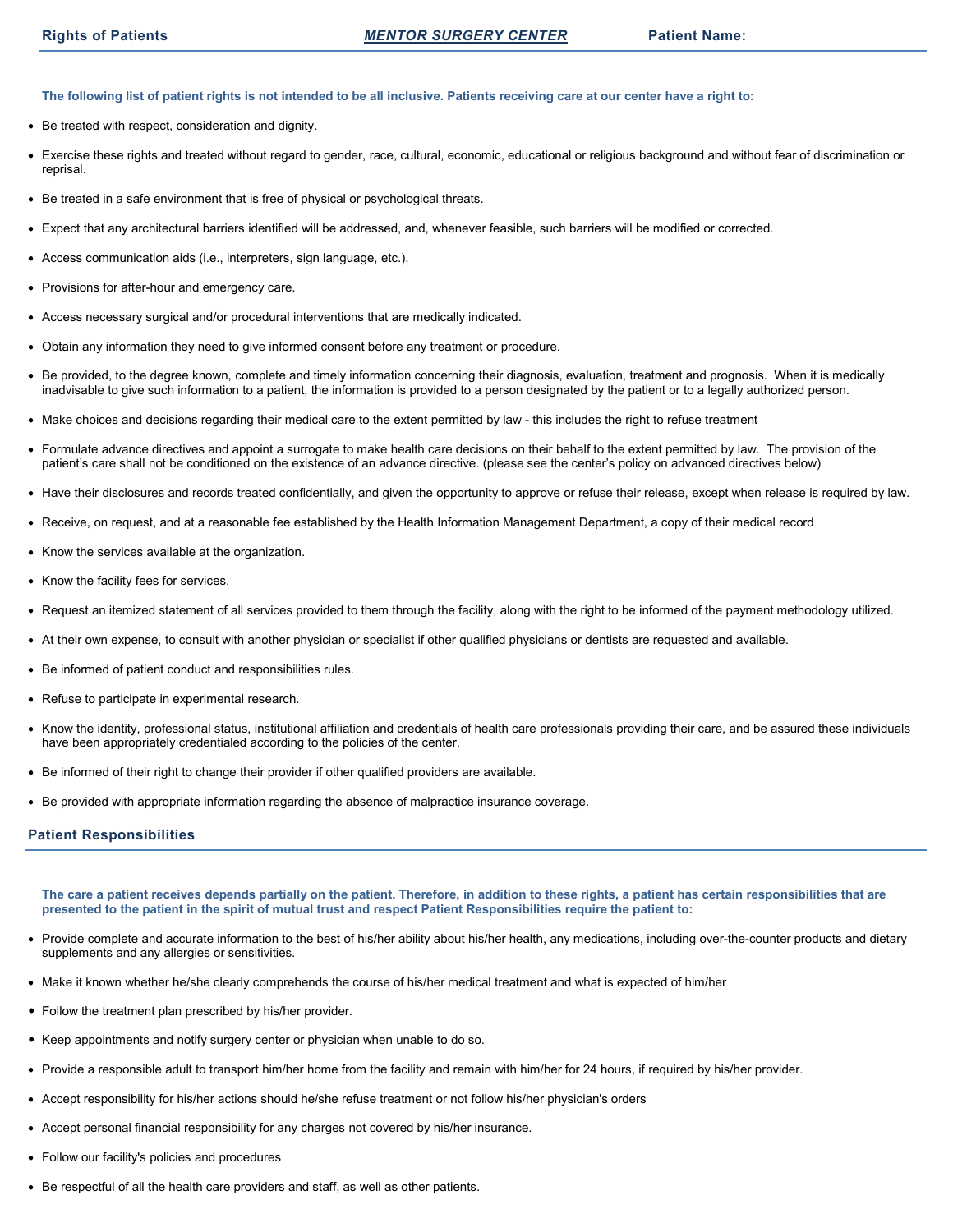## Rights of Patients

**MENTOR SURGERY CENTER**

**Patient Name:**

**The following list of patient rights is not intended to be all inclusive. Patients receiving care at our center have a right to:**

- Be treated with respect, consideration and dignity.
- Exercise these rights and treated without regard to gender, race, cultural, economic, educational or religious background and without fear of discrimination or reprisal.
- Be treated in a safe environment that is free of physical or psychological threats.
- Expect that any architectural barriers identified will be addressed, and, whenever feasible, such barriers will be modified or corrected.
- Access communication aids (i.e., interpreters, sign language, etc.).
- Provisions for after-hour and emergency care.
- Access necessary surgical and/or procedural interventions that are medically indicated.
- Obtain any information they need to give informed consent before any treatment or procedure.
- Be provided, to the degree known, complete and timely information concerning their diagnosis, evaluation, treatment and prognosis. When it is medically inadvisable to give such information to a patient, the information is provided to a person designated by the patient or to a legally authorized person.
- Make choices and decisions regarding their medical care to the extent permitted by law - this includes the right to refuse treatment
- Formulate advance directives and appoint a surrogate to make health care decisions on their behalf to the extent permitted by law. The provision of the patient's care shall not be conditioned on the existence of an advance directive. (please see the center's policy on advanced directives below)
- Have their disclosures and records treated confidentially, and given the opportunity to approve or refuse their release, except when release is required by law.
- Receive, on request, and at a reasonable fee established by the Health Information Management Department, a copy of their medical record
- Know the services available at the organization.
- Know the facility fees for services.
- Request an itemized statement of all services provided to them through the facility, along with the right to be informed of the payment methodology utilized.
- At their own expense, to consult with another physician or specialist if other qualified physicians or dentists are requested and available.
- Be informed of patient conduct and responsibilities rules.
- Refuse to participate in experimental research.
- Know the identity, professional status, institutional affiliation and credentials of health care professionals providing their care, and be assured these individuals have been appropriately credentialed according to the policies of the center.
- Be informed of their right to change their provider if other qualified providers are available.
- Be provided with appropriate information regarding the absence of malpractice insurance coverage.

## Patient Responsibilities

**The care a patient receives depends partially on the patient. Therefore, in addition to these rights, a patient has certain responsibilities that are presented to the patient in the spirit of mutual trust and respect Patient Responsibilities require the patient to:**

- Provide complete and accurate information to the best of his/her ability about his/her health, any medications, including over-the-counter products and dietary supplements and any allergies or sensitivities.
- Make it known whether he/she clearly comprehends the course of his/her medical treatment and what is expected of him/her
- Follow the treatment plan prescribed by his/her provider.
- Keep appointments and notify surgery center or physician when unable to do so.
- Provide a responsible adult to transport him/her home from the facility and remain with him/her for 24 hours, if required by his/her provider.
- Accept responsibility for his/her actions should he/she refuse treatment or not follow his/her physician's orders
- Accept personal financial responsibility for any charges not covered by his/her insurance.
- Follow our facility's policies and procedures
- Be respectful of all the health care providers and staff, as well as other patients.